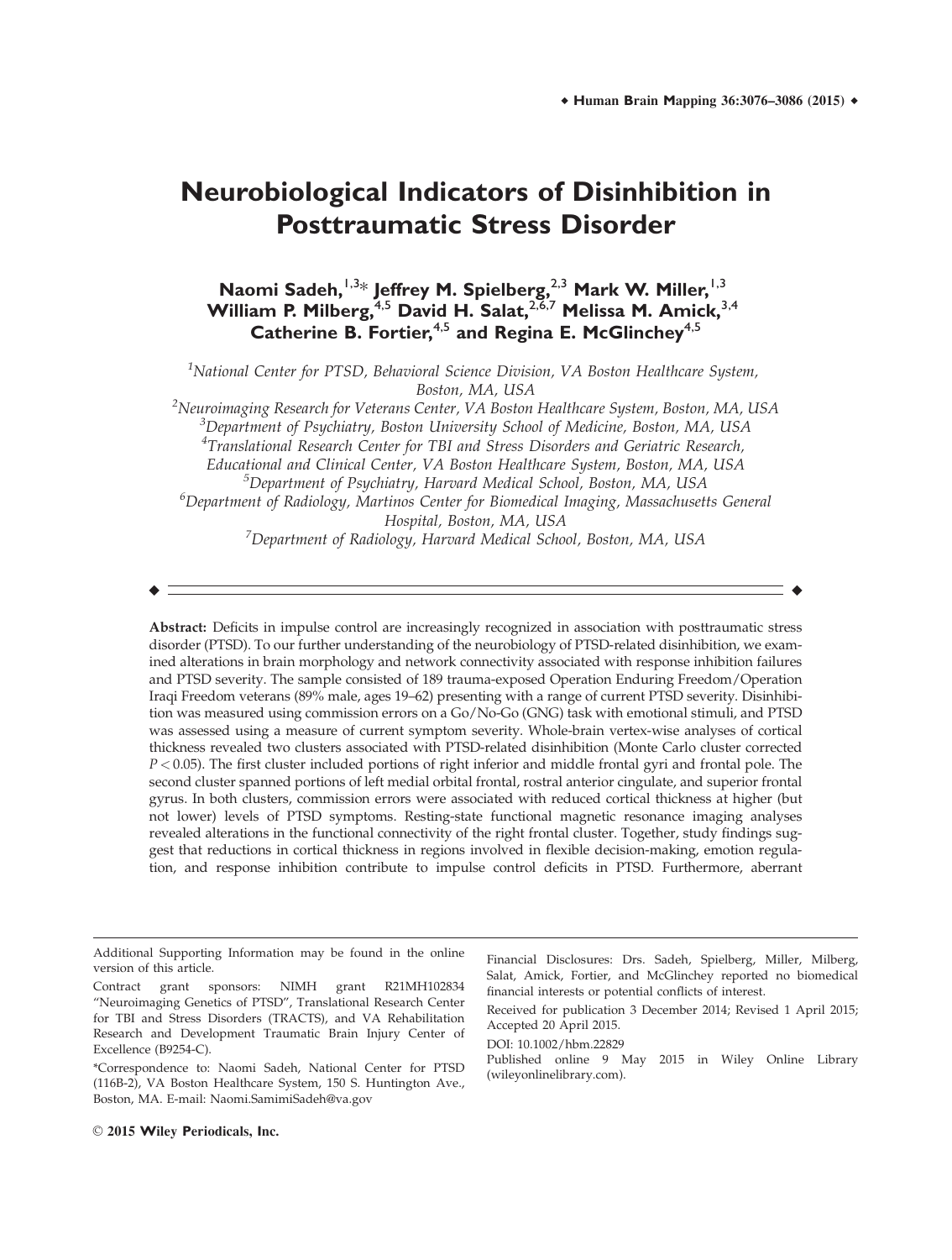# Neurobiological Indicators of Disinhibition in Posttraumatic Stress Disorder

**Naomi Sadeh,[1,3]* Jeffrey M. Spielberg,[2,3] Mark W. Miller,[1,3] William P. Milberg,[4,5] David H. Salat,[2,6,7] Melissa M. Amick,[3,4] Catherine B. Fortier,[4,5] and Regina E. McGlinchey[4,5]**

[1]*National Center for PTSD, Behavioral Science Division, VA Boston Healthcare System, Boston, MA, USA*
[2]*Neuroimaging Research for Veterans Center, VA Boston Healthcare System, Boston, MA, USA*
[3]*Department of Psychiatry, Boston University School of Medicine, Boston, MA, USA*
[4]*Translational Research Center for TBI and Stress Disorders and Geriatric Research, Educational and Clinical Center, VA Boston Healthcare System, Boston, MA, USA*
[5]*Department of Psychiatry, Harvard Medical School, Boston, MA, USA*
[6]*Department of Radiology, Martinos Center for Biomedical Imaging, Massachusetts General Hospital, Boston, MA, USA*
[7]*Department of Radiology, Harvard Medical School, Boston, MA, USA*

**Abstract:** Deficits in impulse control are increasingly recognized in association with posttraumatic stress disorder (PTSD). To our further understanding of the neurobiology of PTSD-related disinhibition, we examined alterations in brain morphology and network connectivity associated with response inhibition failures and PTSD severity. The sample consisted of 189 trauma-exposed Operation Enduring Freedom/Operation Iraqi Freedom veterans (89% male, ages 19–62) presenting with a range of current PTSD severity. Disinhibition was measured using commission errors on a Go/No-Go (GNG) task with emotional stimuli, and PTSD was assessed using a measure of current symptom severity. Whole-brain vertex-wise analyses of cortical thickness revealed two clusters associated with PTSD-related disinhibition (Monte Carlo cluster corrected $P < 0.05$). The first cluster included portions of right inferior and middle frontal gyri and frontal pole. The second cluster spanned portions of left medial orbital frontal, rostral anterior cingulate, and superior frontal gyrus. In both clusters, commission errors were associated with reduced cortical thickness at higher (but not lower) levels of PTSD symptoms. Resting-state functional magnetic resonance imaging analyses revealed alterations in the functional connectivity of the right frontal cluster. Together, study findings suggest that reductions in cortical thickness in regions involved in flexible decision-making, emotion regulation, and response inhibition contribute to impulse control deficits in PTSD. Furthermore, aberrant

---

Additional Supporting Information may be found in the online version of this article.

Contract grant sponsors: NIMH grant R21MH102834 "Neuroimaging Genetics of PTSD", Translational Research Center for TBI and Stress Disorders (TRACTS), and VA Rehabilitation Research and Development Traumatic Brain Injury Center of Excellence (B9254-C).

*Correspondence to: Naomi Sadeh, National Center for PTSD (116B-2), VA Boston Healthcare System, 150 S. Huntington Ave., Boston, MA. E-mail: Naomi.SamimiSadeh@va.gov

Financial Disclosures: Drs. Sadeh, Spielberg, Miller, Milberg, Salat, Amick, Fortier, and McGlinchey reported no biomedical financial interests or potential conflicts of interest.

Received for publication 3 December 2014; Revised 1 April 2015; Accepted 20 April 2015.

DOI: 10.1002/hbm.22829

Published online 9 May 2015 in Wiley Online Library (wileyonlinelibrary.com).

© 2015 Wiley Periodicals, Inc.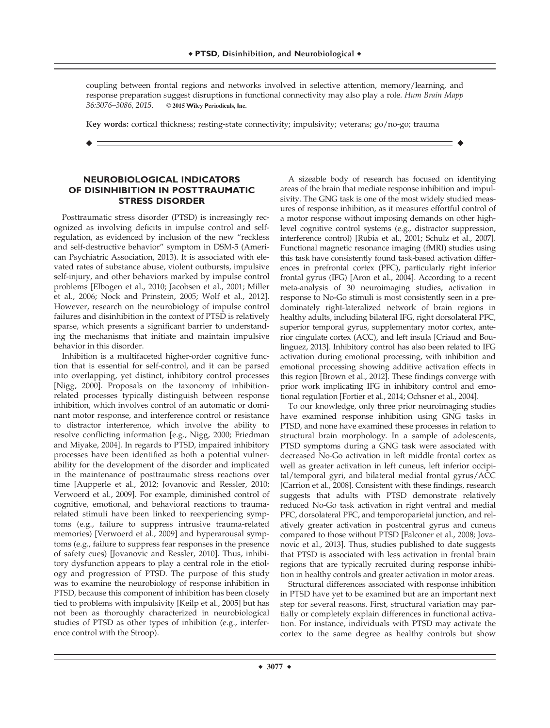coupling between frontal regions and networks involved in selective attention, memory/learning, and response preparation suggest disruptions in functional connectivity may also play a role. *Hum Brain Mapp 36:3076–3086, 2015.* © **2015 Wiley Periodicals, Inc.**

**Key words:** cortical thickness; resting-state connectivity; impulsivity; veterans; go/no-go; trauma

## NEUROBIOLOGICAL INDICATORS OF DISINHIBITION IN POSTTRAUMATIC STRESS DISORDER

Posttraumatic stress disorder (PTSD) is increasingly recognized as involving deficits in impulse control and self-regulation, as evidenced by inclusion of the new "reckless and self-destructive behavior" symptom in DSM-5 (American Psychiatric Association, 2013). It is associated with elevated rates of substance abuse, violent outbursts, impulsive self-injury, and other behaviors marked by impulse control problems [Elbogen et al., 2010; Jacobsen et al., 2001; Miller et al., 2006; Nock and Prinstein, 2005; Wolf et al., 2012]. However, research on the neurobiology of impulse control failures and disinhibition in the context of PTSD is relatively sparse, which presents a significant barrier to understanding the mechanisms that initiate and maintain impulsive behavior in this disorder.

Inhibition is a multifaceted higher-order cognitive function that is essential for self-control, and it can be parsed into overlapping, yet distinct, inhibitory control processes [Nigg, 2000]. Proposals on the taxonomy of inhibition-related processes typically distinguish between response inhibition, which involves control of an automatic or dominant motor response, and interference control or resistance to distractor interference, which involve the ability to resolve conflicting information [e.g., Nigg, 2000; Friedman and Miyake, 2004]. In regards to PTSD, impaired inhibitory processes have been identified as both a potential vulnerability for the development of the disorder and implicated in the maintenance of posttraumatic stress reactions over time [Aupperle et al., 2012; Jovanovic and Ressler, 2010; Verwoerd et al., 2009]. For example, diminished control of cognitive, emotional, and behavioral reactions to trauma-related stimuli have been linked to reexperiencing symptoms (e.g., failure to suppress intrusive trauma-related memories) [Verwoerd et al., 2009] and hyperarousal symptoms (e.g., failure to suppress fear responses in the presence of safety cues) [Jovanovic and Ressler, 2010]. Thus, inhibitory dysfunction appears to play a central role in the etiology and progression of PTSD. The purpose of this study was to examine the neurobiology of response inhibition in PTSD, because this component of inhibition has been closely tied to problems with impulsivity [Keilp et al., 2005] but has not been as thoroughly characterized in neurobiological studies of PTSD as other types of inhibition (e.g., interference control with the Stroop).

A sizeable body of research has focused on identifying areas of the brain that mediate response inhibition and impulsivity. The GNG task is one of the most widely studied measures of response inhibition, as it measures effortful control of a motor response without imposing demands on other high-level cognitive control systems (e.g., distractor suppression, interference control) [Rubia et al., 2001; Schulz et al., 2007]. Functional magnetic resonance imaging (fMRI) studies using this task have consistently found task-based activation differences in prefrontal cortex (PFC), particularly right inferior frontal gyrus (IFG) [Aron et al., 2004]. According to a recent meta-analysis of 30 neuroimaging studies, activation in response to No-Go stimuli is most consistently seen in a predominately right-lateralized network of brain regions in healthy adults, including bilateral IFG, right dorsolateral PFC, superior temporal gyrus, supplementary motor cortex, anterior cingulate cortex (ACC), and left insula [Criaud and Boulinguez, 2013]. Inhibitory control has also been related to IFG activation during emotional processing, with inhibition and emotional processing showing additive activation effects in this region [Brown et al., 2012]. These findings converge with prior work implicating IFG in inhibitory control and emotional regulation [Fortier et al., 2014; Ochsner et al., 2004].

To our knowledge, only three prior neuroimaging studies have examined response inhibition using GNG tasks in PTSD, and none have examined these processes in relation to structural brain morphology. In a sample of adolescents, PTSD symptoms during a GNG task were associated with decreased No-Go activation in left middle frontal cortex as well as greater activation in left cuneus, left inferior occipital/temporal gyri, and bilateral medial frontal gyrus/ACC [Carrion et al., 2008]. Consistent with these findings, research suggests that adults with PTSD demonstrate relatively reduced No-Go task activation in right ventral and medial PFC, dorsolateral PFC, and temporoparietal junction, and relatively greater activation in postcentral gyrus and cuneus compared to those without PTSD [Falconer et al., 2008; Jovanovic et al., 2013]. Thus, studies published to date suggests that PTSD is associated with less activation in frontal brain regions that are typically recruited during response inhibition in healthy controls and greater activation in motor areas.

Structural differences associated with response inhibition in PTSD have yet to be examined but are an important next step for several reasons. First, structural variation may partially or completely explain differences in functional activation. For instance, individuals with PTSD may activate the cortex to the same degree as healthy controls but show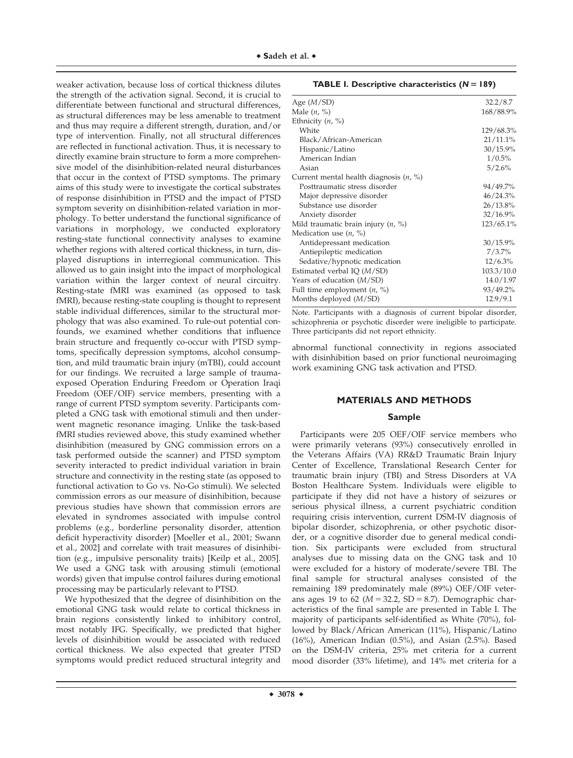weaker activation, because loss of cortical thickness dilutes the strength of the activation signal. Second, it is crucial to differentiate between functional and structural differences, as structural differences may be less amenable to treatment and thus may require a different strength, duration, and/or type of intervention. Finally, not all structural differences are reflected in functional activation. Thus, it is necessary to directly examine brain structure to form a more comprehensive model of the disinhibition-related neural disturbances that occur in the context of PTSD symptoms. The primary aims of this study were to investigate the cortical substrates of response disinhibition in PTSD and the impact of PTSD symptom severity on disinhibition-related variation in morphology. To better understand the functional significance of variations in morphology, we conducted exploratory resting-state functional connectivity analyses to examine whether regions with altered cortical thickness, in turn, displayed disruptions in interregional communication. This allowed us to gain insight into the impact of morphological variation within the larger context of neural circuitry. Resting-state fMRI was examined (as opposed to task fMRI), because resting-state coupling is thought to represent stable individual differences, similar to the structural morphology that was also examined. To rule-out potential confounds, we examined whether conditions that influence brain structure and frequently co-occur with PTSD symptoms, specifically depression symptoms, alcohol consumption, and mild traumatic brain injury (mTBI), could account for our findings. We recruited a large sample of trauma-exposed Operation Enduring Freedom or Operation Iraqi Freedom (OEF/OIF) service members, presenting with a range of current PTSD symptom severity. Participants completed a GNG task with emotional stimuli and then underwent magnetic resonance imaging. Unlike the task-based fMRI studies reviewed above, this study examined whether disinhibition (measured by GNG commission errors on a task performed outside the scanner) and PTSD symptom severity interacted to predict individual variation in brain structure and connectivity in the resting state (as opposed to functional activation to Go vs. No-Go stimuli). We selected commission errors as our measure of disinhibition, because previous studies have shown that commission errors are elevated in syndromes associated with impulse control problems (e.g., borderline personality disorder, attention deficit hyperactivity disorder) [Moeller et al., 2001; Swann et al., 2002] and correlate with trait measures of disinhibition (e.g., impulsive personality traits) [Keilp et al., 2005]. We used a GNG task with arousing stimuli (emotional words) given that impulse control failures during emotional processing may be particularly relevant to PTSD.

We hypothesized that the degree of disinhibition on the emotional GNG task would relate to cortical thickness in brain regions consistently linked to inhibitory control, most notably IFG. Specifically, we predicted that higher levels of disinhibition would be associated with reduced cortical thickness. We also expected that greater PTSD symptoms would predict reduced structural integrity and abnormal functional connectivity in regions associated with disinhibition based on prior functional neuroimaging work examining GNG task activation and PTSD.

**TABLE I. Descriptive characteristics (*N* = 189)**

| | |
|---|---|
| Age (*M*/SD) | 32.2/8.7 |
| Male (*n*, %) | 168/88.9% |
| Ethnicity (*n*, %) | |
| White | 129/68.3% |
| Black/African-American | 21/11.1% |
| Hispanic/Latino | 30/15.9% |
| American Indian | 1/0.5% |
| Asian | 5/2.6% |
| Current mental health diagnosis (*n*, %) | |
| Posttraumatic stress disorder | 94/49.7% |
| Major depressive disorder | 46/24.3% |
| Substance use disorder | 26/13.8% |
| Anxiety disorder | 32/16.9% |
| Mild traumatic brain injury (*n*, %) | 123/65.1% |
| Medication use (*n*, %) | |
| Antidepressant medication | 30/15.9% |
| Antiepileptic medication | 7/3.7% |
| Sedative/hypnotic medication | 12/6.3% |
| Estimated verbal IQ (*M*/SD) | 103.3/10.0 |
| Years of education (*M*/SD) | 14.0/1.97 |
| Full time employment (*n*, %) | 93/49.2% |
| Months deployed (*M*/SD) | 12.9/9.1 |

Note. Participants with a diagnosis of current bipolar disorder, schizophrenia or psychotic disorder were ineligible to participate. Three participants did not report ethnicity.

## MATERIALS AND METHODS

### Sample

Participants were 205 OEF/OIF service members who were primarily veterans (93%) consecutively enrolled in the Veterans Affairs (VA) RR&D Traumatic Brain Injury Center of Excellence, Translational Research Center for traumatic brain injury (TBI) and Stress Disorders at VA Boston Healthcare System. Individuals were eligible to participate if they did not have a history of seizures or serious physical illness, a current psychiatric condition requiring crisis intervention, current DSM-IV diagnosis of bipolar disorder, schizophrenia, or other psychotic disorder, or a cognitive disorder due to general medical condition. Six participants were excluded from structural analyses due to missing data on the GNG task and 10 were excluded for a history of moderate/severe TBI. The final sample for structural analyses consisted of the remaining 189 predominately male (89%) OEF/OIF veterans ages 19 to 62 ($M = 32.2$, $SD = 8.7$). Demographic characteristics of the final sample are presented in Table I. The majority of participants self-identified as White (70%), followed by Black/African American (11%), Hispanic/Latino (16%), American Indian (0.5%), and Asian (2.5%). Based on the DSM-IV criteria, 25% met criteria for a current mood disorder (33% lifetime), and 14% met criteria for a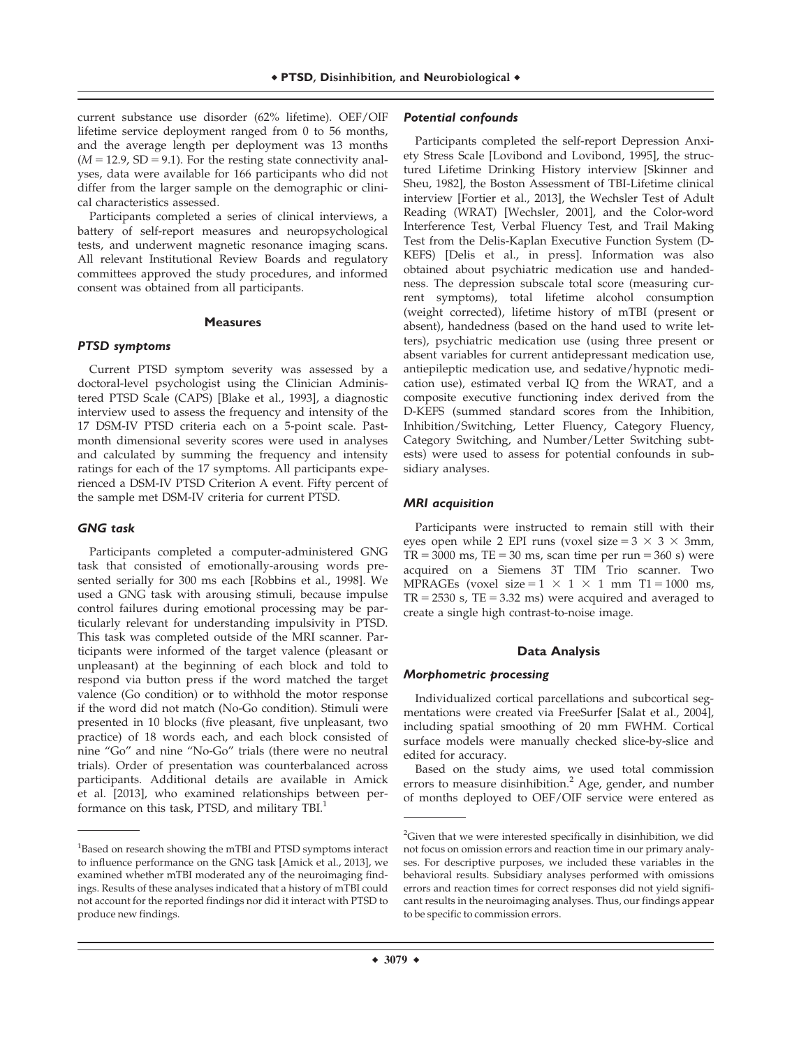current substance use disorder (62% lifetime). OEF/OIF lifetime service deployment ranged from 0 to 56 months, and the average length per deployment was 13 months ($M = 12.9$, $SD = 9.1$). For the resting state connectivity analyses, data were available for 166 participants who did not differ from the larger sample on the demographic or clinical characteristics assessed.

Participants completed a series of clinical interviews, a battery of self-report measures and neuropsychological tests, and underwent magnetic resonance imaging scans. All relevant Institutional Review Boards and regulatory committees approved the study procedures, and informed consent was obtained from all participants.

## Measures

### *PTSD symptoms*

Current PTSD symptom severity was assessed by a doctoral-level psychologist using the Clinician Administered PTSD Scale (CAPS) [Blake et al., 1993], a diagnostic interview used to assess the frequency and intensity of the 17 DSM-IV PTSD criteria each on a 5-point scale. Past-month dimensional severity scores were used in analyses and calculated by summing the frequency and intensity ratings for each of the 17 symptoms. All participants experienced a DSM-IV PTSD Criterion A event. Fifty percent of the sample met DSM-IV criteria for current PTSD.

### *GNG task*

Participants completed a computer-administered GNG task that consisted of emotionally-arousing words presented serially for 300 ms each [Robbins et al., 1998]. We used a GNG task with arousing stimuli, because impulse control failures during emotional processing may be particularly relevant for understanding impulsivity in PTSD. This task was completed outside of the MRI scanner. Participants were informed of the target valence (pleasant or unpleasant) at the beginning of each block and told to respond via button press if the word matched the target valence (Go condition) or to withhold the motor response if the word did not match (No-Go condition). Stimuli were presented in 10 blocks (five pleasant, five unpleasant, two practice) of 18 words each, and each block consisted of nine "Go" and nine "No-Go" trials (there were no neutral trials). Order of presentation was counterbalanced across participants. Additional details are available in Amick et al. [2013], who examined relationships between performance on this task, PTSD, and military TBI.[1]

### *Potential confounds*

Participants completed the self-report Depression Anxiety Stress Scale [Lovibond and Lovibond, 1995], the structured Lifetime Drinking History interview [Skinner and Sheu, 1982], the Boston Assessment of TBI-Lifetime clinical interview [Fortier et al., 2013], the Wechsler Test of Adult Reading (WRAT) [Wechsler, 2001], and the Color-word Interference Test, Verbal Fluency Test, and Trail Making Test from the Delis-Kaplan Executive Function System (D-KEFS) [Delis et al., in press]. Information was also obtained about psychiatric medication use and handedness. The depression subscale total score (measuring current symptoms), total lifetime alcohol consumption (weight corrected), lifetime history of mTBI (present or absent), handedness (based on the hand used to write letters), psychiatric medication use (using three present or absent variables for current antidepressant medication use, antiepileptic medication use, and sedative/hypnotic medication use), estimated verbal IQ from the WRAT, and a composite executive functioning index derived from the D-KEFS (summed standard scores from the Inhibition, Inhibition/Switching, Letter Fluency, Category Fluency, Category Switching, and Number/Letter Switching subtests) were used to assess for potential confounds in subsidiary analyses.

### *MRI acquisition*

Participants were instructed to remain still with their eyes open while 2 EPI runs (voxel size = $3 \times 3 \times 3$mm, TR = 3000 ms, TE = 30 ms, scan time per run = 360 s) were acquired on a Siemens 3T TIM Trio scanner. Two MPRAGEs (voxel size = $1 \times 1 \times 1$ mm T1 = 1000 ms, TR = 2530 s, TE = 3.32 ms) were acquired and averaged to create a single high contrast-to-noise image.

## Data Analysis

### *Morphometric processing*

Individualized cortical parcellations and subcortical segmentations were created via FreeSurfer [Salat et al., 2004], including spatial smoothing of 20 mm FWHM. Cortical surface models were manually checked slice-by-slice and edited for accuracy.

Based on the study aims, we used total commission errors to measure disinhibition.[2] Age, gender, and number of months deployed to OEF/OIF service were entered as

---

[1]Based on research showing the mTBI and PTSD symptoms interact to influence performance on the GNG task [Amick et al., 2013], we examined whether mTBI moderated any of the neuroimaging findings. Results of these analyses indicated that a history of mTBI could not account for the reported findings nor did it interact with PTSD to produce new findings.

[2]Given that we were interested specifically in disinhibition, we did not focus on omission errors and reaction time in our primary analyses. For descriptive purposes, we included these variables in the behavioral results. Subsidiary analyses performed with omissions errors and reaction times for correct responses did not yield significant results in the neuroimaging analyses. Thus, our findings appear to be specific to commission errors.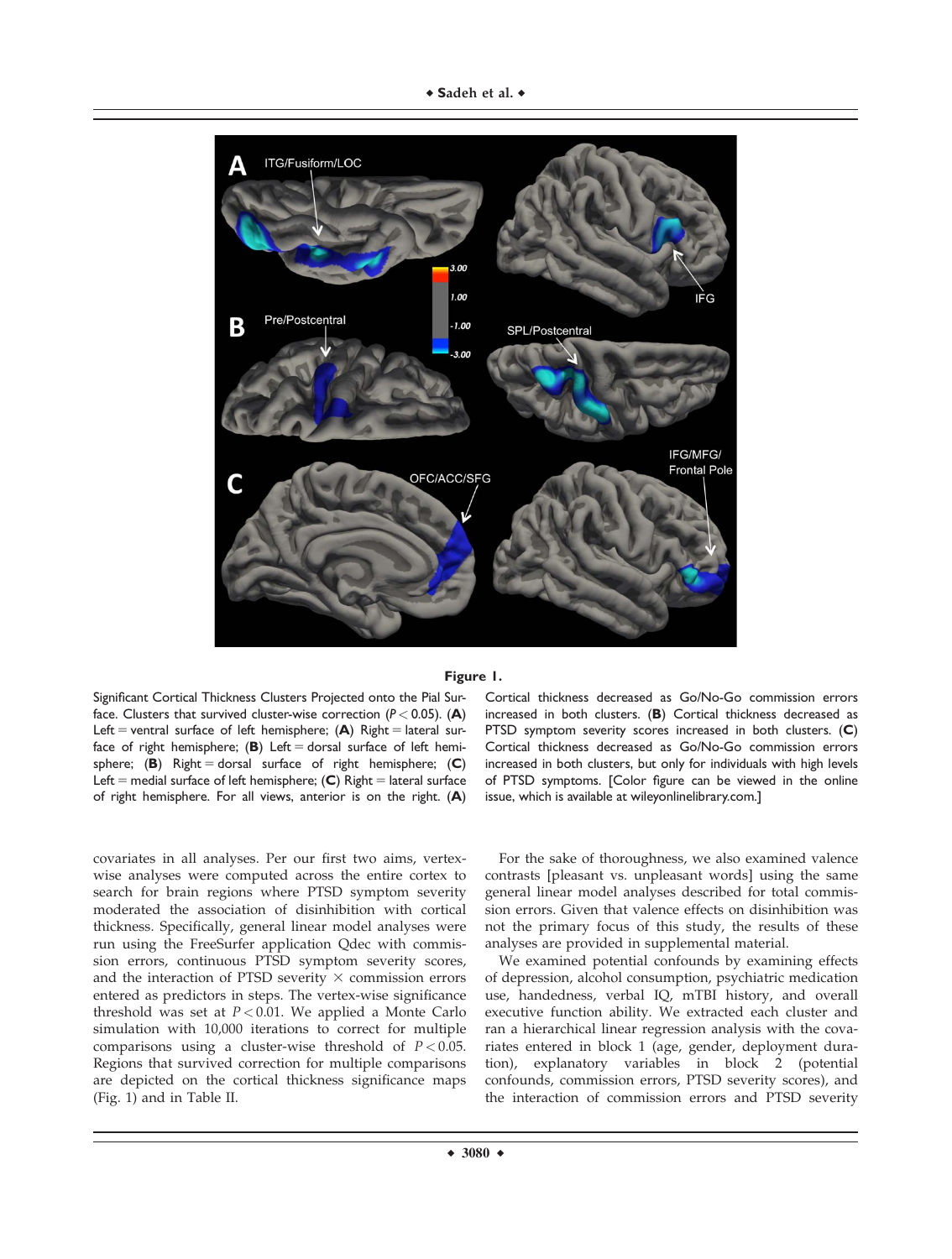**Figure 1.**

Significant Cortical Thickness Clusters Projected onto the Pial Surface. Clusters that survived cluster-wise correction ($P < 0.05$). (**A**) Left = ventral surface of left hemisphere; (**A**) Right = lateral surface of right hemisphere; (**B**) Left = dorsal surface of left hemisphere; (**B**) Right = dorsal surface of right hemisphere; (**C**) Left = medial surface of left hemisphere; (**C**) Right = lateral surface of right hemisphere. For all views, anterior is on the right. (**A**) Cortical thickness decreased as Go/No-Go commission errors increased in both clusters. (**B**) Cortical thickness decreased as PTSD symptom severity scores increased in both clusters. (**C**) Cortical thickness decreased as Go/No-Go commission errors increased in both clusters, but only for individuals with high levels of PTSD symptoms. [Color figure can be viewed in the online issue, which is available at wileyonlinelibrary.com.]

covariates in all analyses. Per our first two aims, vertex-wise analyses were computed across the entire cortex to search for brain regions where PTSD symptom severity moderated the association of disinhibition with cortical thickness. Specifically, general linear model analyses were run using the FreeSurfer application Qdec with commission errors, continuous PTSD symptom severity scores, and the interaction of PTSD severity × commission errors entered as predictors in steps. The vertex-wise significance threshold was set at $P < 0.01$. We applied a Monte Carlo simulation with 10,000 iterations to correct for multiple comparisons using a cluster-wise threshold of $P < 0.05$. Regions that survived correction for multiple comparisons are depicted on the cortical thickness significance maps (Fig. 1) and in Table II.

For the sake of thoroughness, we also examined valence contrasts [pleasant vs. unpleasant words] using the same general linear model analyses described for total commission errors. Given that valence effects on disinhibition was not the primary focus of this study, the results of these analyses are provided in supplemental material.

We examined potential confounds by examining effects of depression, alcohol consumption, psychiatric medication use, handedness, verbal IQ, mTBI history, and overall executive function ability. We extracted each cluster and ran a hierarchical linear regression analysis with the covariates entered in block 1 (age, gender, deployment duration), explanatory variables in block 2 (potential confounds, commission errors, PTSD severity scores), and the interaction of commission errors and PTSD severity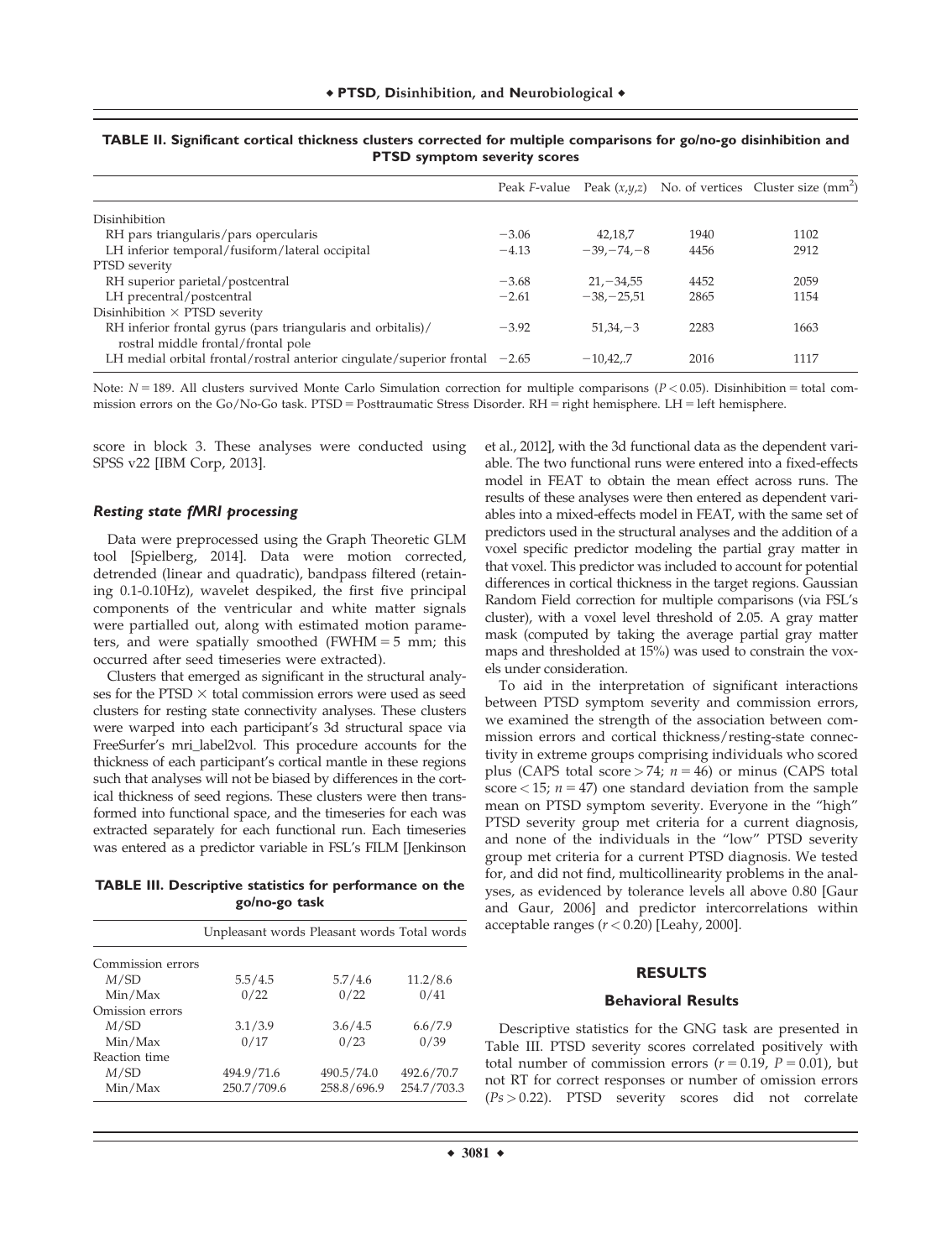**TABLE II. Significant cortical thickness clusters corrected for multiple comparisons for go/no-go disinhibition and PTSD symptom severity scores**

| | Peak *F*-value | Peak (*x*,*y*,*z*) | No. of vertices | Cluster size (mm$^2$) |
|---|---|---|---|---|
| Disinhibition | | | | |
| RH pars triangularis/pars opercularis | −3.06 | 42,18,7 | 1940 | 1102 |
| LH inferior temporal/fusiform/lateral occipital | −4.13 | −39,−74,−8 | 4456 | 2912 |
| PTSD severity | | | | |
| RH superior parietal/postcentral | −3.68 | 21,−34,55 | 4452 | 2059 |
| LH precentral/postcentral | −2.61 | −38,−25,51 | 2865 | 1154 |
| Disinhibition × PTSD severity | | | | |
| RH inferior frontal gyrus (pars triangularis and orbitalis)/ rostral middle frontal/frontal pole | −3.92 | 51,34,−3 | 2283 | 1663 |
| LH medial orbital frontal/rostral anterior cingulate/superior frontal | −2.65 | −10,42,.7 | 2016 | 1117 |

Note: $N = 189$. All clusters survived Monte Carlo Simulation correction for multiple comparisons ($P < 0.05$). Disinhibition = total commission errors on the Go/No-Go task. PTSD = Posttraumatic Stress Disorder. RH = right hemisphere. LH = left hemisphere.

score in block 3. These analyses were conducted using SPSS v22 [IBM Corp, 2013].

### *Resting state fMRI processing*

Data were preprocessed using the Graph Theoretic GLM tool [Spielberg, 2014]. Data were motion corrected, detrended (linear and quadratic), bandpass filtered (retaining 0.1-0.10Hz), wavelet despiked, the first five principal components of the ventricular and white matter signals were partialled out, along with estimated motion parameters, and were spatially smoothed (FWHM = 5 mm; this occurred after seed timeseries were extracted).

Clusters that emerged as significant in the structural analyses for the PTSD × total commission errors were used as seed clusters for resting state connectivity analyses. These clusters were warped into each participant's 3d structural space via FreeSurfer's mri_label2vol. This procedure accounts for the thickness of each participant's cortical mantle in these regions such that analyses will not be biased by differences in the cortical thickness of seed regions. These clusters were then transformed into functional space, and the timeseries for each was extracted separately for each functional run. Each timeseries was entered as a predictor variable in FSL's FILM [Jenkinson et al., 2012], with the 3d functional data as the dependent variable. The two functional runs were entered into a fixed-effects model in FEAT to obtain the mean effect across runs. The results of these analyses were then entered as dependent variables into a mixed-effects model in FEAT, with the same set of predictors used in the structural analyses and the addition of a voxel specific predictor modeling the partial gray matter in that voxel. This predictor was included to account for potential differences in cortical thickness in the target regions. Gaussian Random Field correction for multiple comparisons (via FSL's cluster), with a voxel level threshold of 2.05. A gray matter mask (computed by taking the average partial gray matter maps and thresholded at 15%) was used to constrain the voxels under consideration.

To aid in the interpretation of significant interactions between PTSD symptom severity and commission errors, we examined the strength of the association between commission errors and cortical thickness/resting-state connectivity in extreme groups comprising individuals who scored plus (CAPS total score > 74; $n = 46$) or minus (CAPS total score < 15; $n = 47$) one standard deviation from the sample mean on PTSD symptom severity. Everyone in the "high" PTSD severity group met criteria for a current diagnosis, and none of the individuals in the "low" PTSD severity group met criteria for a current PTSD diagnosis. We tested for, and did not find, multicollinearity problems in the analyses, as evidenced by tolerance levels all above 0.80 [Gaur and Gaur, 2006] and predictor intercorrelations within acceptable ranges ($r < 0.20$) [Leahy, 2000].

**TABLE III. Descriptive statistics for performance on the go/no-go task**

| | Unpleasant words | Pleasant words | Total words |
|---|---|---|---|
| Commission errors | | | |
| *M*/SD | 5.5/4.5 | 5.7/4.6 | 11.2/8.6 |
| Min/Max | 0/22 | 0/22 | 0/41 |
| Omission errors | | | |
| *M*/SD | 3.1/3.9 | 3.6/4.5 | 6.6/7.9 |
| Min/Max | 0/17 | 0/23 | 0/39 |
| Reaction time | | | |
| *M*/SD | 494.9/71.6 | 490.5/74.0 | 492.6/70.7 |
| Min/Max | 250.7/709.6 | 258.8/696.9 | 254.7/703.3 |

## RESULTS

### Behavioral Results

Descriptive statistics for the GNG task are presented in Table III. PTSD severity scores correlated positively with total number of commission errors ($r = 0.19$, $P = 0.01$), but not RT for correct responses or number of omission errors ($Ps > 0.22$). PTSD severity scores did not correlate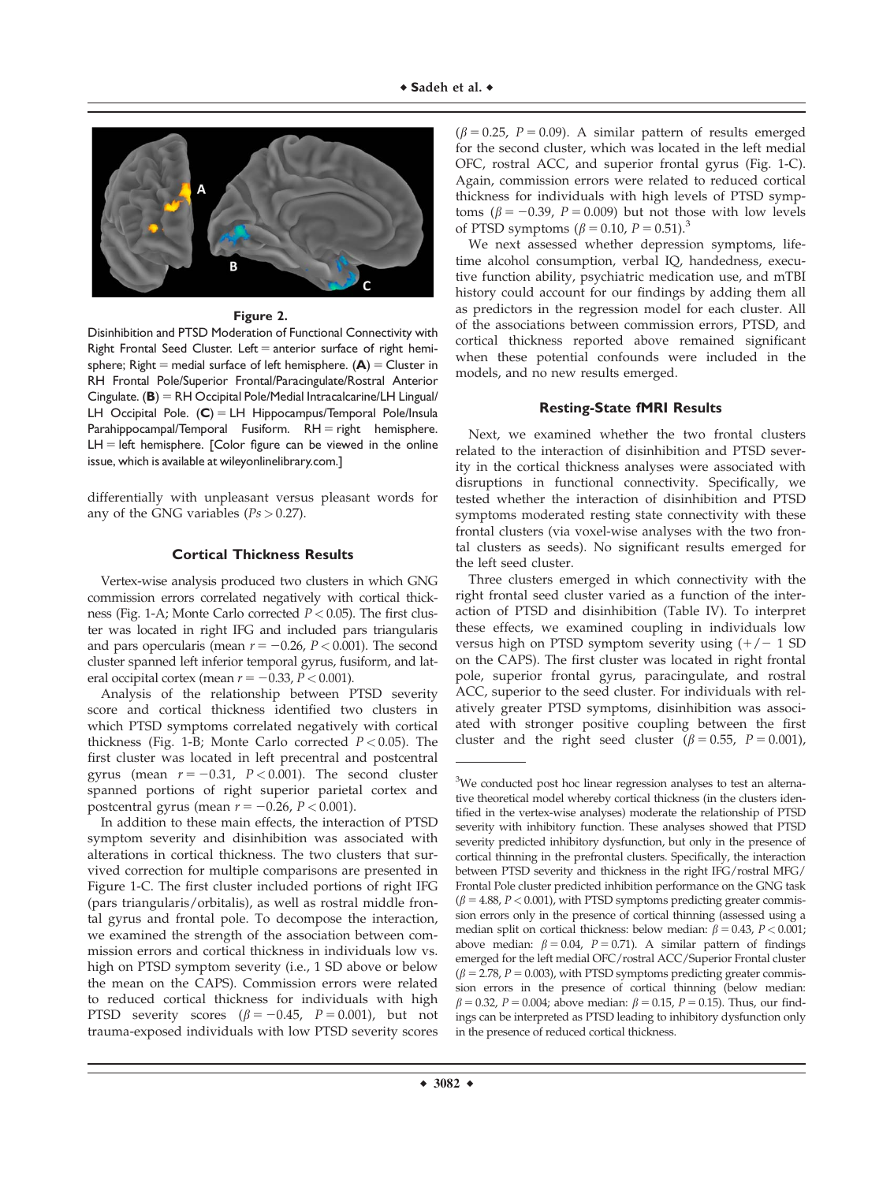A

B

C

**Figure 2.**

Disinhibition and PTSD Moderation of Functional Connectivity with Right Frontal Seed Cluster. Left = anterior surface of right hemisphere; Right = medial surface of left hemisphere. (**A**) = Cluster in RH Frontal Pole/Superior Frontal/Paracingulate/Rostral Anterior Cingulate. (**B**) = RH Occipital Pole/Medial Intracalcarine/LH Lingual/LH Occipital Pole. (**C**) = LH Hippocampus/Temporal Pole/Insula Parahippocampal/Temporal Fusiform. RH = right hemisphere. LH = left hemisphere. [Color figure can be viewed in the online issue, which is available at wileyonlinelibrary.com.]

differentially with unpleasant versus pleasant words for any of the GNG variables ($Ps > 0.27$).

## Cortical Thickness Results

Vertex-wise analysis produced two clusters in which GNG commission errors correlated negatively with cortical thickness (Fig. 1-A; Monte Carlo corrected $P < 0.05$). The first cluster was located in right IFG and included pars triangularis and pars opercularis (mean $r = -0.26$, $P < 0.001$). The second cluster spanned left inferior temporal gyrus, fusiform, and lateral occipital cortex (mean $r = -0.33$, $P < 0.001$).

Analysis of the relationship between PTSD severity score and cortical thickness identified two clusters in which PTSD symptoms correlated negatively with cortical thickness (Fig. 1-B; Monte Carlo corrected $P < 0.05$). The first cluster was located in left precentral and postcentral gyrus (mean $r = -0.31$, $P < 0.001$). The second cluster spanned portions of right superior parietal cortex and postcentral gyrus (mean $r = -0.26$, $P < 0.001$).

In addition to these main effects, the interaction of PTSD symptom severity and disinhibition was associated with alterations in cortical thickness. The two clusters that survived correction for multiple comparisons are presented in Figure 1-C. The first cluster included portions of right IFG (pars triangularis/orbitalis), as well as rostral middle frontal gyrus and frontal pole. To decompose the interaction, we examined the strength of the association between commission errors and cortical thickness in individuals low vs. high on PTSD symptom severity (i.e., 1 SD above or below the mean on the CAPS). Commission errors were related to reduced cortical thickness for individuals with high PTSD severity scores ($\beta = -0.45$, $P = 0.001$), but not trauma-exposed individuals with low PTSD severity scores ($\beta = 0.25$, $P = 0.09$). A similar pattern of results emerged for the second cluster, which was located in the left medial OFC, rostral ACC, and superior frontal gyrus (Fig. 1-C). Again, commission errors were related to reduced cortical thickness for individuals with high levels of PTSD symptoms ($\beta = -0.39$, $P = 0.009$) but not those with low levels of PTSD symptoms ($\beta = 0.10$, $P = 0.51$).[3]

We next assessed whether depression symptoms, lifetime alcohol consumption, verbal IQ, handedness, executive function ability, psychiatric medication use, and mTBI history could account for our findings by adding them all as predictors in the regression model for each cluster. All of the associations between commission errors, PTSD, and cortical thickness reported above remained significant when these potential confounds were included in the models, and no new results emerged.

## Resting-State fMRI Results

Next, we examined whether the two frontal clusters related to the interaction of disinhibition and PTSD severity in the cortical thickness analyses were associated with disruptions in functional connectivity. Specifically, we tested whether the interaction of disinhibition and PTSD symptoms moderated resting state connectivity with these frontal clusters (via voxel-wise analyses with the two frontal clusters as seeds). No significant results emerged for the left seed cluster.

Three clusters emerged in which connectivity with the right frontal seed cluster varied as a function of the interaction of PTSD and disinhibition (Table IV). To interpret these effects, we examined coupling in individuals low versus high on PTSD symptom severity using (+/− 1 SD on the CAPS). The first cluster was located in right frontal pole, superior frontal gyrus, paracingulate, and rostral ACC, superior to the seed cluster. For individuals with relatively greater PTSD symptoms, disinhibition was associated with stronger positive coupling between the first cluster and the right seed cluster ($\beta = 0.55$, $P = 0.001$),

[3]We conducted post hoc linear regression analyses to test an alternative theoretical model whereby cortical thickness (in the clusters identified in the vertex-wise analyses) moderate the relationship of PTSD severity with inhibitory function. These analyses showed that PTSD severity predicted inhibitory dysfunction, but only in the presence of cortical thinning in the prefrontal clusters. Specifically, the interaction between PTSD severity and thickness in the right IFG/rostral MFG/Frontal Pole cluster predicted inhibition performance on the GNG task ($\beta = 4.88$, $P < 0.001$), with PTSD symptoms predicting greater commission errors only in the presence of cortical thinning (assessed using a median split on cortical thickness: below median: $\beta = 0.43$, $P < 0.001$; above median: $\beta = 0.04$, $P = 0.71$). A similar pattern of findings emerged for the left medial OFC/rostral ACC/Superior Frontal cluster ($\beta = 2.78$, $P = 0.003$), with PTSD symptoms predicting greater commission errors in the presence of cortical thinning (below median: $\beta = 0.32$, $P = 0.004$; above median: $\beta = 0.15$, $P = 0.15$). Thus, our findings can be interpreted as PTSD leading to inhibitory dysfunction only in the presence of reduced cortical thickness.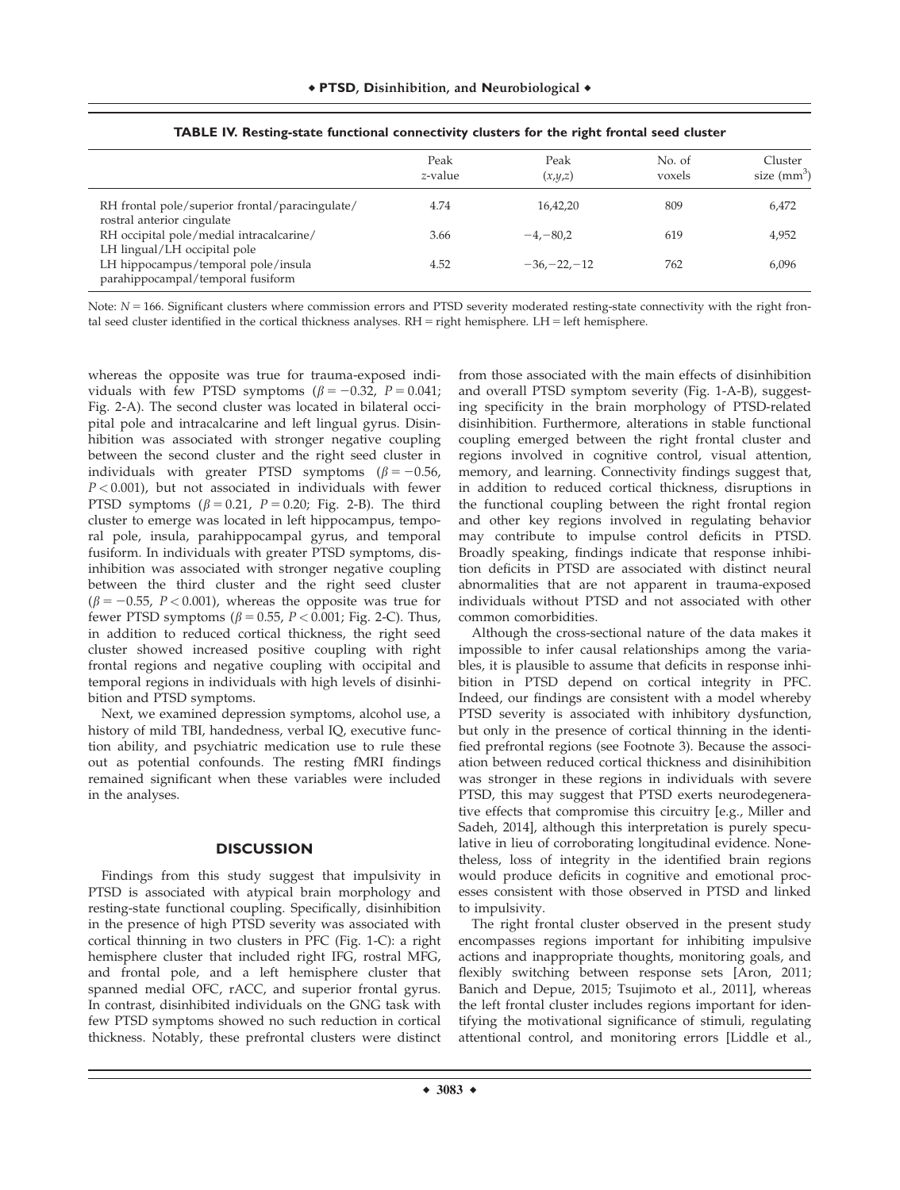**TABLE IV. Resting-state functional connectivity clusters for the right frontal seed cluster**

| | Peak z-value | Peak (x,y,z) | No. of voxels | Cluster size (mm$^3$) |
|---|---|---|---|---|
| RH frontal pole/superior frontal/paracingulate/ rostral anterior cingulate | 4.74 | 16,42,20 | 809 | 6,472 |
| RH occipital pole/medial intracalcarine/ LH lingual/LH occipital pole | 3.66 | −4,−80,2 | 619 | 4,952 |
| LH hippocampus/temporal pole/insula parahippocampal/temporal fusiform | 4.52 | −36,−22,−12 | 762 | 6,096 |

Note: $N = 166$. Significant clusters where commission errors and PTSD severity moderated resting-state connectivity with the right frontal seed cluster identified in the cortical thickness analyses. RH = right hemisphere. LH = left hemisphere.

whereas the opposite was true for trauma-exposed individuals with few PTSD symptoms ($\beta = -0.32$, $P = 0.041$; Fig. 2-A). The second cluster was located in bilateral occipital pole and intracalcarine and left lingual gyrus. Disinhibition was associated with stronger negative coupling between the second cluster and the right seed cluster in individuals with greater PTSD symptoms ($\beta = -0.56$, $P < 0.001$), but not associated in individuals with fewer PTSD symptoms ($\beta = 0.21$, $P = 0.20$; Fig. 2-B). The third cluster to emerge was located in left hippocampus, temporal pole, insula, parahippocampal gyrus, and temporal fusiform. In individuals with greater PTSD symptoms, disinhibition was associated with stronger negative coupling between the third cluster and the right seed cluster ($\beta = -0.55$, $P < 0.001$), whereas the opposite was true for fewer PTSD symptoms ($\beta = 0.55$, $P < 0.001$; Fig. 2-C). Thus, in addition to reduced cortical thickness, the right seed cluster showed increased positive coupling with right frontal regions and negative coupling with occipital and temporal regions in individuals with high levels of disinhibition and PTSD symptoms.

Next, we examined depression symptoms, alcohol use, a history of mild TBI, handedness, verbal IQ, executive function ability, and psychiatric medication use to rule these out as potential confounds. The resting fMRI findings remained significant when these variables were included in the analyses.

## DISCUSSION

Findings from this study suggest that impulsivity in PTSD is associated with atypical brain morphology and resting-state functional coupling. Specifically, disinhibition in the presence of high PTSD severity was associated with cortical thinning in two clusters in PFC (Fig. 1-C): a right hemisphere cluster that included right IFG, rostral MFG, and frontal pole, and a left hemisphere cluster that spanned medial OFC, rACC, and superior frontal gyrus. In contrast, disinhibited individuals on the GNG task with few PTSD symptoms showed no such reduction in cortical thickness. Notably, these prefrontal clusters were distinct from those associated with the main effects of disinhibition and overall PTSD symptom severity (Fig. 1-A-B), suggesting specificity in the brain morphology of PTSD-related disinhibition. Furthermore, alterations in stable functional coupling emerged between the right frontal cluster and regions involved in cognitive control, visual attention, memory, and learning. Connectivity findings suggest that, in addition to reduced cortical thickness, disruptions in the functional coupling between the right frontal region and other key regions involved in regulating behavior may contribute to impulse control deficits in PTSD. Broadly speaking, findings indicate that response inhibition deficits in PTSD are associated with distinct neural abnormalities that are not apparent in trauma-exposed individuals without PTSD and not associated with other common comorbidities.

Although the cross-sectional nature of the data makes it impossible to infer causal relationships among the variables, it is plausible to assume that deficits in response inhibition in PTSD depend on cortical integrity in PFC. Indeed, our findings are consistent with a model whereby PTSD severity is associated with inhibitory dysfunction, but only in the presence of cortical thinning in the identified prefrontal regions (see Footnote 3). Because the association between reduced cortical thickness and disinhibition was stronger in these regions in individuals with severe PTSD, this may suggest that PTSD exerts neurodegenerative effects that compromise this circuitry [e.g., Miller and Sadeh, 2014], although this interpretation is purely speculative in lieu of corroborating longitudinal evidence. Nonetheless, loss of integrity in the identified brain regions would produce deficits in cognitive and emotional processes consistent with those observed in PTSD and linked to impulsivity.

The right frontal cluster observed in the present study encompasses regions important for inhibiting impulsive actions and inappropriate thoughts, monitoring goals, and flexibly switching between response sets [Aron, 2011; Banich and Depue, 2015; Tsujimoto et al., 2011], whereas the left frontal cluster includes regions important for identifying the motivational significance of stimuli, regulating attentional control, and monitoring errors [Liddle et al.,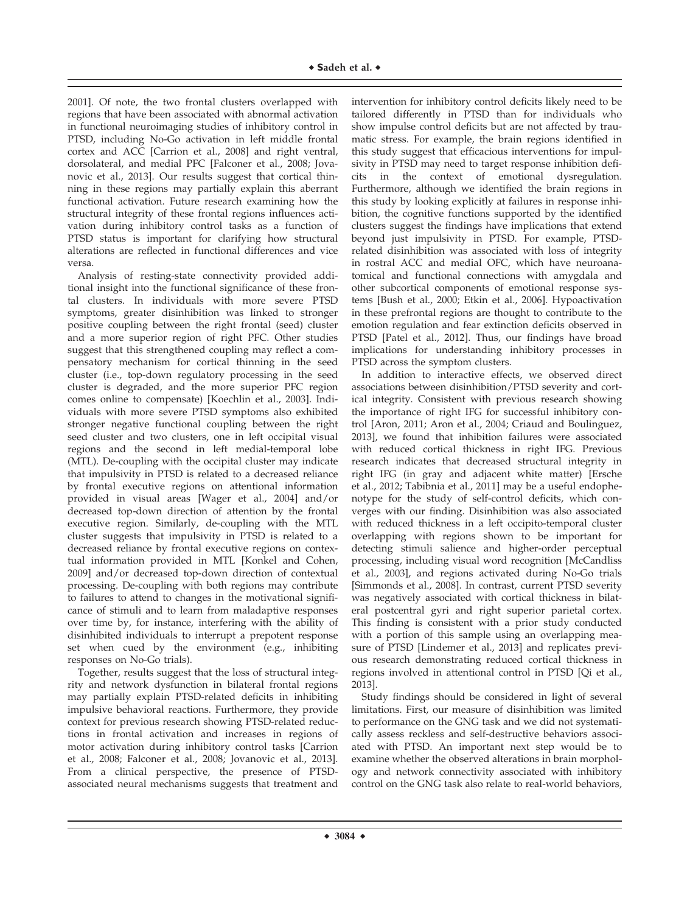2001]. Of note, the two frontal clusters overlapped with regions that have been associated with abnormal activation in functional neuroimaging studies of inhibitory control in PTSD, including No-Go activation in left middle frontal cortex and ACC [Carrion et al., 2008] and right ventral, dorsolateral, and medial PFC [Falconer et al., 2008; Jovanovic et al., 2013]. Our results suggest that cortical thinning in these regions may partially explain this aberrant functional activation. Future research examining how the structural integrity of these frontal regions influences activation during inhibitory control tasks as a function of PTSD status is important for clarifying how structural alterations are reflected in functional differences and vice versa.

Analysis of resting-state connectivity provided additional insight into the functional significance of these frontal clusters. In individuals with more severe PTSD symptoms, greater disinhibition was linked to stronger positive coupling between the right frontal (seed) cluster and a more superior region of right PFC. Other studies suggest that this strengthened coupling may reflect a compensatory mechanism for cortical thinning in the seed cluster (i.e., top-down regulatory processing in the seed cluster is degraded, and the more superior PFC region comes online to compensate) [Koechlin et al., 2003]. Individuals with more severe PTSD symptoms also exhibited stronger negative functional coupling between the right seed cluster and two clusters, one in left occipital visual regions and the second in left medial-temporal lobe (MTL). De-coupling with the occipital cluster may indicate that impulsivity in PTSD is related to a decreased reliance by frontal executive regions on attentional information provided in visual areas [Wager et al., 2004] and/or decreased top-down direction of attention by the frontal executive region. Similarly, de-coupling with the MTL cluster suggests that impulsivity in PTSD is related to a decreased reliance by frontal executive regions on contextual information provided in MTL [Konkel and Cohen, 2009] and/or decreased top-down direction of contextual processing. De-coupling with both regions may contribute to failures to attend to changes in the motivational significance of stimuli and to learn from maladaptive responses over time by, for instance, interfering with the ability of disinhibited individuals to interrupt a prepotent response set when cued by the environment (e.g., inhibiting responses on No-Go trials).

Together, results suggest that the loss of structural integrity and network dysfunction in bilateral frontal regions may partially explain PTSD-related deficits in inhibiting impulsive behavioral reactions. Furthermore, they provide context for previous research showing PTSD-related reductions in frontal activation and increases in regions of motor activation during inhibitory control tasks [Carrion et al., 2008; Falconer et al., 2008; Jovanovic et al., 2013]. From a clinical perspective, the presence of PTSD-associated neural mechanisms suggests that treatment and intervention for inhibitory control deficits likely need to be tailored differently in PTSD than for individuals who show impulse control deficits but are not affected by traumatic stress. For example, the brain regions identified in this study suggest that efficacious interventions for impulsivity in PTSD may need to target response inhibition deficits in the context of emotional dysregulation. Furthermore, although we identified the brain regions in this study by looking explicitly at failures in response inhibition, the cognitive functions supported by the identified clusters suggest the findings have implications that extend beyond just impulsivity in PTSD. For example, PTSD-related disinhibition was associated with loss of integrity in rostral ACC and medial OFC, which have neuroanatomical and functional connections with amygdala and other subcortical components of emotional response systems [Bush et al., 2000; Etkin et al., 2006]. Hypoactivation in these prefrontal regions are thought to contribute to the emotion regulation and fear extinction deficits observed in PTSD [Patel et al., 2012]. Thus, our findings have broad implications for understanding inhibitory processes in PTSD across the symptom clusters.

In addition to interactive effects, we observed direct associations between disinhibition/PTSD severity and cortical integrity. Consistent with previous research showing the importance of right IFG for successful inhibitory control [Aron, 2011; Aron et al., 2004; Criaud and Boulinguez, 2013], we found that inhibition failures were associated with reduced cortical thickness in right IFG. Previous research indicates that decreased structural integrity in right IFG (in gray and adjacent white matter) [Ersche et al., 2012; Tabibnia et al., 2011] may be a useful endophenotype for the study of self-control deficits, which converges with our finding. Disinhibition was also associated with reduced thickness in a left occipito-temporal cluster overlapping with regions shown to be important for detecting stimuli salience and higher-order perceptual processing, including visual word recognition [McCandliss et al., 2003], and regions activated during No-Go trials [Simmonds et al., 2008]. In contrast, current PTSD severity was negatively associated with cortical thickness in bilateral postcentral gyri and right superior parietal cortex. This finding is consistent with a prior study conducted with a portion of this sample using an overlapping measure of PTSD [Lindemer et al., 2013] and replicates previous research demonstrating reduced cortical thickness in regions involved in attentional control in PTSD [Qi et al., 2013].

Study findings should be considered in light of several limitations. First, our measure of disinhibition was limited to performance on the GNG task and we did not systematically assess reckless and self-destructive behaviors associated with PTSD. An important next step would be to examine whether the observed alterations in brain morphology and network connectivity associated with inhibitory control on the GNG task also relate to real-world behaviors,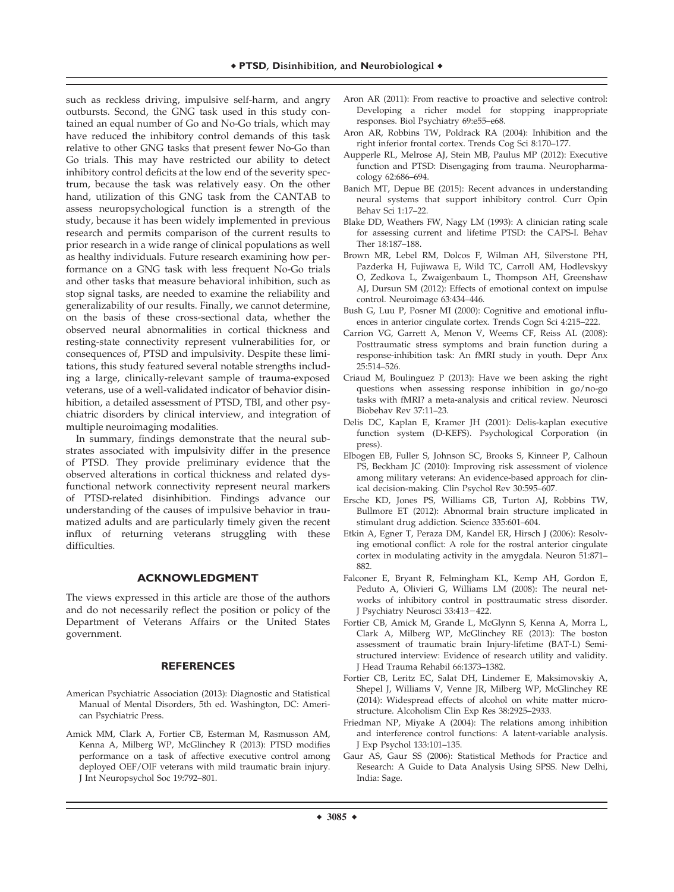such as reckless driving, impulsive self-harm, and angry outbursts. Second, the GNG task used in this study contained an equal number of Go and No-Go trials, which may have reduced the inhibitory control demands of this task relative to other GNG tasks that present fewer No-Go than Go trials. This may have restricted our ability to detect inhibitory control deficits at the low end of the severity spectrum, because the task was relatively easy. On the other hand, utilization of this GNG task from the CANTAB to assess neuropsychological function is a strength of the study, because it has been widely implemented in previous research and permits comparison of the current results to prior research in a wide range of clinical populations as well as healthy individuals. Future research examining how performance on a GNG task with less frequent No-Go trials and other tasks that measure behavioral inhibition, such as stop signal tasks, are needed to examine the reliability and generalizability of our results. Finally, we cannot determine, on the basis of these cross-sectional data, whether the observed neural abnormalities in cortical thickness and resting-state connectivity represent vulnerabilities for, or consequences of, PTSD and impulsivity. Despite these limitations, this study featured several notable strengths including a large, clinically-relevant sample of trauma-exposed veterans, use of a well-validated indicator of behavior disinhibition, a detailed assessment of PTSD, TBI, and other psychiatric disorders by clinical interview, and integration of multiple neuroimaging modalities.

In summary, findings demonstrate that the neural substrates associated with impulsivity differ in the presence of PTSD. They provide preliminary evidence that the observed alterations in cortical thickness and related dysfunctional network connectivity represent neural markers of PTSD-related disinhibition. Findings advance our understanding of the causes of impulsive behavior in traumatized adults and are particularly timely given the recent influx of returning veterans struggling with these difficulties.

## ACKNOWLEDGMENT

The views expressed in this article are those of the authors and do not necessarily reflect the position or policy of the Department of Veterans Affairs or the United States government.

## REFERENCES

American Psychiatric Association (2013): Diagnostic and Statistical Manual of Mental Disorders, 5th ed. Washington, DC: American Psychiatric Press.

Amick MM, Clark A, Fortier CB, Esterman M, Rasmusson AM, Kenna A, Milberg WP, McGlinchey R (2013): PTSD modifies performance on a task of affective executive control among deployed OEF/OIF veterans with mild traumatic brain injury. J Int Neuropsychol Soc 19:792–801.

Aron AR (2011): From reactive to proactive and selective control: Developing a richer model for stopping inappropriate responses. Biol Psychiatry 69:e55–e68.

Aron AR, Robbins TW, Poldrack RA (2004): Inhibition and the right inferior frontal cortex. Trends Cog Sci 8:170–177.

Aupperle RL, Melrose AJ, Stein MB, Paulus MP (2012): Executive function and PTSD: Disengaging from trauma. Neuropharmacology 62:686–694.

Banich MT, Depue BE (2015): Recent advances in understanding neural systems that support inhibitory control. Curr Opin Behav Sci 1:17–22.

Blake DD, Weathers FW, Nagy LM (1993): A clinician rating scale for assessing current and lifetime PTSD: the CAPS-I. Behav Ther 18:187–188.

Brown MR, Lebel RM, Dolcos F, Wilman AH, Silverstone PH, Pazderka H, Fujiwawa E, Wild TC, Carroll AM, Hodlevskyy O, Zedkova L, Zwaigenbaum L, Thompson AH, Greenshaw AJ, Dursun SM (2012): Effects of emotional context on impulse control. Neuroimage 63:434–446.

Bush G, Luu P, Posner MI (2000): Cognitive and emotional influences in anterior cingulate cortex. Trends Cogn Sci 4:215–222.

Carrion VG, Garrett A, Menon V, Weems CF, Reiss AL (2008): Posttraumatic stress symptoms and brain function during a response-inhibition task: An fMRI study in youth. Depr Anx 25:514–526.

Criaud M, Boulinguez P (2013): Have we been asking the right questions when assessing response inhibition in go/no-go tasks with fMRI? a meta-analysis and critical review. Neurosci Biobehav Rev 37:11–23.

Delis DC, Kaplan E, Kramer JH (2001): Delis-kaplan executive function system (D-KEFS). Psychological Corporation (in press).

Elbogen EB, Fuller S, Johnson SC, Brooks S, Kinneer P, Calhoun PS, Beckham JC (2010): Improving risk assessment of violence among military veterans: An evidence-based approach for clinical decision-making. Clin Psychol Rev 30:595–607.

Ersche KD, Jones PS, Williams GB, Turton AJ, Robbins TW, Bullmore ET (2012): Abnormal brain structure implicated in stimulant drug addiction. Science 335:601–604.

Etkin A, Egner T, Peraza DM, Kandel ER, Hirsch J (2006): Resolving emotional conflict: A role for the rostral anterior cingulate cortex in modulating activity in the amygdala. Neuron 51:871–882.

Falconer E, Bryant R, Felmingham KL, Kemp AH, Gordon E, Peduto A, Olivieri G, Williams LM (2008): The neural networks of inhibitory control in posttraumatic stress disorder. J Psychiatry Neurosci 33:413−422.

Fortier CB, Amick M, Grande L, McGlynn S, Kenna A, Morra L, Clark A, Milberg WP, McGlinchey RE (2013): The boston assessment of traumatic brain Injury-lifetime (BAT-L) Semistructured interview: Evidence of research utility and validity. J Head Trauma Rehabil 66:1373–1382.

Fortier CB, Leritz EC, Salat DH, Lindemer E, Maksimovskiy A, Shepel J, Williams V, Venne JR, Milberg WP, McGlinchey RE (2014): Widespread effects of alcohol on white matter microstructure. Alcoholism Clin Exp Res 38:2925–2933.

Friedman NP, Miyake A (2004): The relations among inhibition and interference control functions: A latent-variable analysis. J Exp Psychol 133:101–135.

Gaur AS, Gaur SS (2006): Statistical Methods for Practice and Research: A Guide to Data Analysis Using SPSS. New Delhi, India: Sage.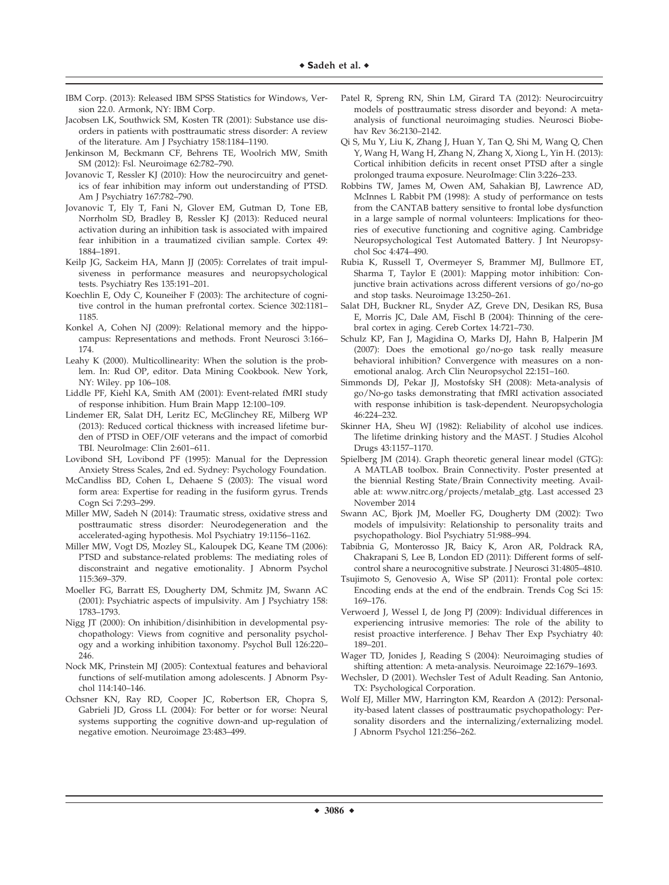IBM Corp. (2013): Released IBM SPSS Statistics for Windows, Version 22.0. Armonk, NY: IBM Corp.

Jacobsen LK, Southwick SM, Kosten TR (2001): Substance use disorders in patients with posttraumatic stress disorder: A review of the literature. Am J Psychiatry 158:1184–1190.

Jenkinson M, Beckmann CF, Behrens TE, Woolrich MW, Smith SM (2012): Fsl. Neuroimage 62:782–790.

Jovanovic T, Ressler KJ (2010): How the neurocircuitry and genetics of fear inhibition may inform out understanding of PTSD. Am J Psychiatry 167:782–790.

Jovanovic T, Ely T, Fani N, Glover EM, Gutman D, Tone EB, Norrholm SD, Bradley B, Ressler KJ (2013): Reduced neural activation during an inhibition task is associated with impaired fear inhibition in a traumatized civilian sample. Cortex 49: 1884–1891.

Keilp JG, Sackeim HA, Mann JJ (2005): Correlates of trait impulsiveness in performance measures and neuropsychological tests. Psychiatry Res 135:191–201.

Koechlin E, Ody C, Kouneiher F (2003): The architecture of cognitive control in the human prefrontal cortex. Science 302:1181–1185.

Konkel A, Cohen NJ (2009): Relational memory and the hippocampus: Representations and methods. Front Neurosci 3:166–174.

Leahy K (2000). Multicollinearity: When the solution is the problem. In: Rud OP, editor. Data Mining Cookbook. New York, NY: Wiley. pp 106–108.

Liddle PF, Kiehl KA, Smith AM (2001): Event-related fMRI study of response inhibition. Hum Brain Mapp 12:100–109.

Lindemer ER, Salat DH, Leritz EC, McGlinchey RE, Milberg WP (2013): Reduced cortical thickness with increased lifetime burden of PTSD in OEF/OIF veterans and the impact of comorbid TBI. NeuroImage: Clin 2:601–611.

Lovibond SH, Lovibond PF (1995): Manual for the Depression Anxiety Stress Scales, 2nd ed. Sydney: Psychology Foundation.

McCandliss BD, Cohen L, Dehaene S (2003): The visual word form area: Expertise for reading in the fusiform gyrus. Trends Cogn Sci 7:293–299.

Miller MW, Sadeh N (2014): Traumatic stress, oxidative stress and posttraumatic stress disorder: Neurodegeneration and the accelerated-aging hypothesis. Mol Psychiatry 19:1156–1162.

Miller MW, Vogt DS, Mozley SL, Kaloupek DG, Keane TM (2006): PTSD and substance-related problems: The mediating roles of disconstraint and negative emotionality. J Abnorm Psychol 115:369–379.

Moeller FG, Barratt ES, Dougherty DM, Schmitz JM, Swann AC (2001): Psychiatric aspects of impulsivity. Am J Psychiatry 158: 1783–1793.

Nigg JT (2000): On inhibition/disinhibition in developmental psychopathology: Views from cognitive and personality psychology and a working inhibition taxonomy. Psychol Bull 126:220–246.

Nock MK, Prinstein MJ (2005): Contextual features and behavioral functions of self-mutilation among adolescents. J Abnorm Psychol 114:140–146.

Ochsner KN, Ray RD, Cooper JC, Robertson ER, Chopra S, Gabrieli JD, Gross LL (2004): For better or for worse: Neural systems supporting the cognitive down-and up-regulation of negative emotion. Neuroimage 23:483–499.

Patel R, Spreng RN, Shin LM, Girard TA (2012): Neurocircuitry models of posttraumatic stress disorder and beyond: A meta-analysis of functional neuroimaging studies. Neurosci Biobehav Rev 36:2130–2142.

Qi S, Mu Y, Liu K, Zhang J, Huan Y, Tan Q, Shi M, Wang Q, Chen Y, Wang H, Wang H, Zhang N, Zhang X, Xiong L, Yin H. (2013): Cortical inhibition deficits in recent onset PTSD after a single prolonged trauma exposure. NeuroImage: Clin 3:226–233.

Robbins TW, James M, Owen AM, Sahakian BJ, Lawrence AD, McInnes L Rabbit PM (1998): A study of performance on tests from the CANTAB battery sensitive to frontal lobe dysfunction in a large sample of normal volunteers: Implications for theories of executive functioning and cognitive aging. Cambridge Neuropsychological Test Automated Battery. J Int Neuropsychol Soc 4:474–490.

Rubia K, Russell T, Overmeyer S, Brammer MJ, Bullmore ET, Sharma T, Taylor E (2001): Mapping motor inhibition: Conjunctive brain activations across different versions of go/no-go and stop tasks. Neuroimage 13:250–261.

Salat DH, Buckner RL, Snyder AZ, Greve DN, Desikan RS, Busa E, Morris JC, Dale AM, Fischl B (2004): Thinning of the cerebral cortex in aging. Cereb Cortex 14:721–730.

Schulz KP, Fan J, Magidina O, Marks DJ, Hahn B, Halperin JM (2007): Does the emotional go/no-go task really measure behavioral inhibition? Convergence with measures on a non-emotional analog. Arch Clin Neuropsychol 22:151–160.

Simmonds DJ, Pekar JJ, Mostofsky SH (2008): Meta-analysis of go/No-go tasks demonstrating that fMRI activation associated with response inhibition is task-dependent. Neuropsychologia 46:224–232.

Skinner HA, Sheu WJ (1982): Reliability of alcohol use indices. The lifetime drinking history and the MAST. J Studies Alcohol Drugs 43:1157–1170.

Spielberg JM (2014). Graph theoretic general linear model (GTG): A MATLAB toolbox. Brain Connectivity. Poster presented at the biennial Resting State/Brain Connectivity meeting. Available at: www.nitrc.org/projects/metalab_gtg. Last accessed 23 November 2014

Swann AC, Bjork JM, Moeller FG, Dougherty DM (2002): Two models of impulsivity: Relationship to personality traits and psychopathology. Biol Psychiatry 51:988–994.

Tabibnia G, Monterosso JR, Baicy K, Aron AR, Poldrack RA, Chakrapani S, Lee B, London ED (2011): Different forms of self-control share a neurocognitive substrate. J Neurosci 31:4805–4810.

Tsujimoto S, Genovesio A, Wise SP (2011): Frontal pole cortex: Encoding ends at the end of the endbrain. Trends Cog Sci 15: 169–176.

Verwoerd J, Wessel I, de Jong PJ (2009): Individual differences in experiencing intrusive memories: The role of the ability to resist proactive interference. J Behav Ther Exp Psychiatry 40: 189–201.

Wager TD, Jonides J, Reading S (2004): Neuroimaging studies of shifting attention: A meta-analysis. Neuroimage 22:1679–1693.

Wechsler, D (2001). Wechsler Test of Adult Reading. San Antonio, TX: Psychological Corporation.

Wolf EJ, Miller MW, Harrington KM, Reardon A (2012): Personality-based latent classes of posttraumatic psychopathology: Personality disorders and the internalizing/externalizing model. J Abnorm Psychol 121:256–262.